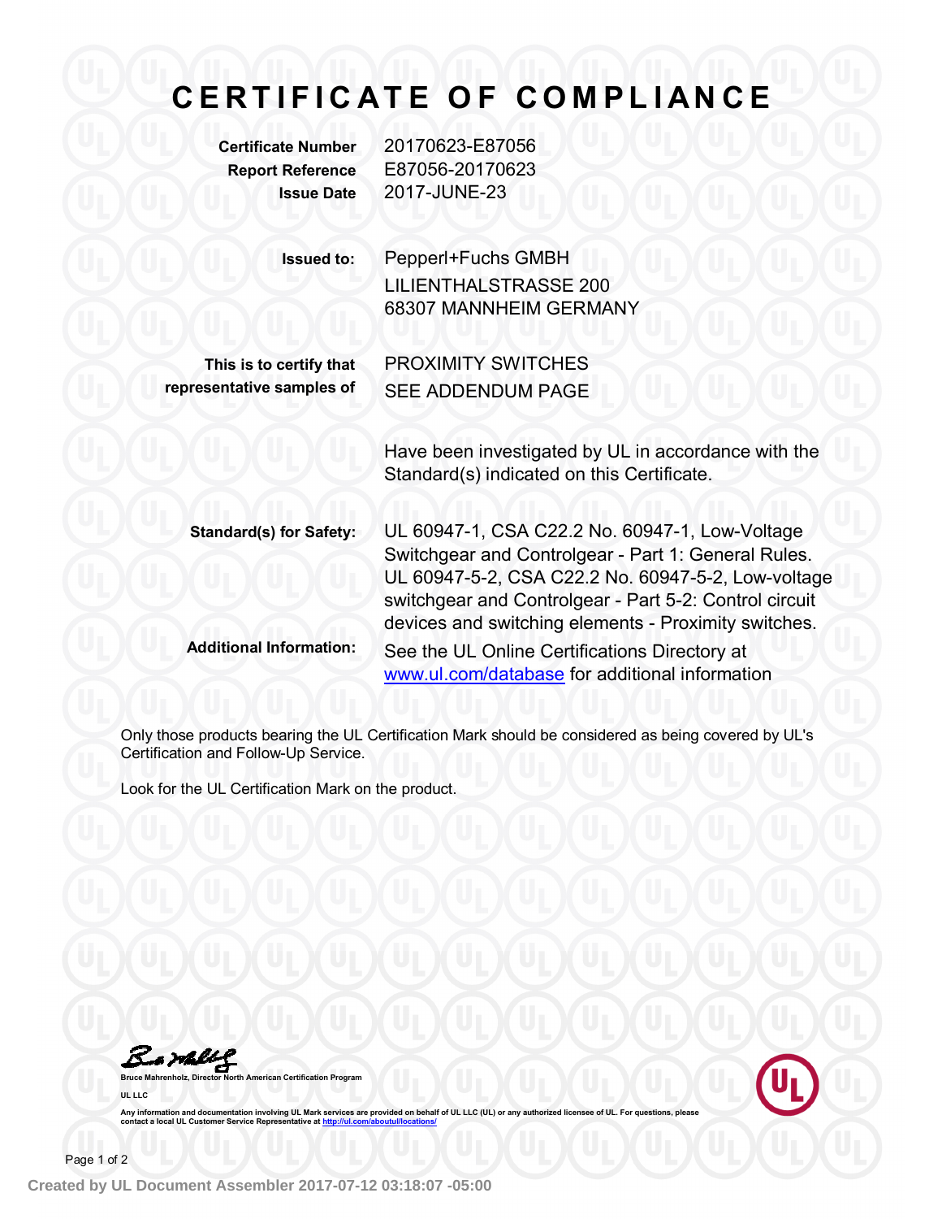# CERTIFICATE OF COMPLIANCE

**Certificate Number** 20170623-E87056
**Report Reference** E87056-20170623
**Issue Date** 2017-JUNE-23

**Issued to:** Pepperl+Fuchs GMBH
LILIENTHALSTRASSE 200
68307 MANNHEIM GERMANY

**This is to certify that representative samples of** PROXIMITY SWITCHES
SEE ADDENDUM PAGE

Have been investigated by UL in accordance with the Standard(s) indicated on this Certificate.

**Standard(s) for Safety:** UL 60947-1, CSA C22.2 No. 60947-1, Low-Voltage Switchgear and Controlgear - Part 1: General Rules. UL 60947-5-2, CSA C22.2 No. 60947-5-2, Low-voltage switchgear and Controlgear - Part 5-2: Control circuit devices and switching elements - Proximity switches.

**Additional Information:** See the UL Online Certifications Directory at www.ul.com/database for additional information

Only those products bearing the UL Certification Mark should be considered as being covered by UL's Certification and Follow-Up Service.

Look for the UL Certification Mark on the product.

Bruce Mahrenholz, Director North American Certification Program

UL LLC

Any information and documentation involving UL Mark services are provided on behalf of UL LLC (UL) or any authorized licensee of UL. For questions, please contact a local UL Customer Service Representative at http://ul.com/aboutul/locations/

Created by UL Document Assembler 2017-07-12 03:18:07 -05:00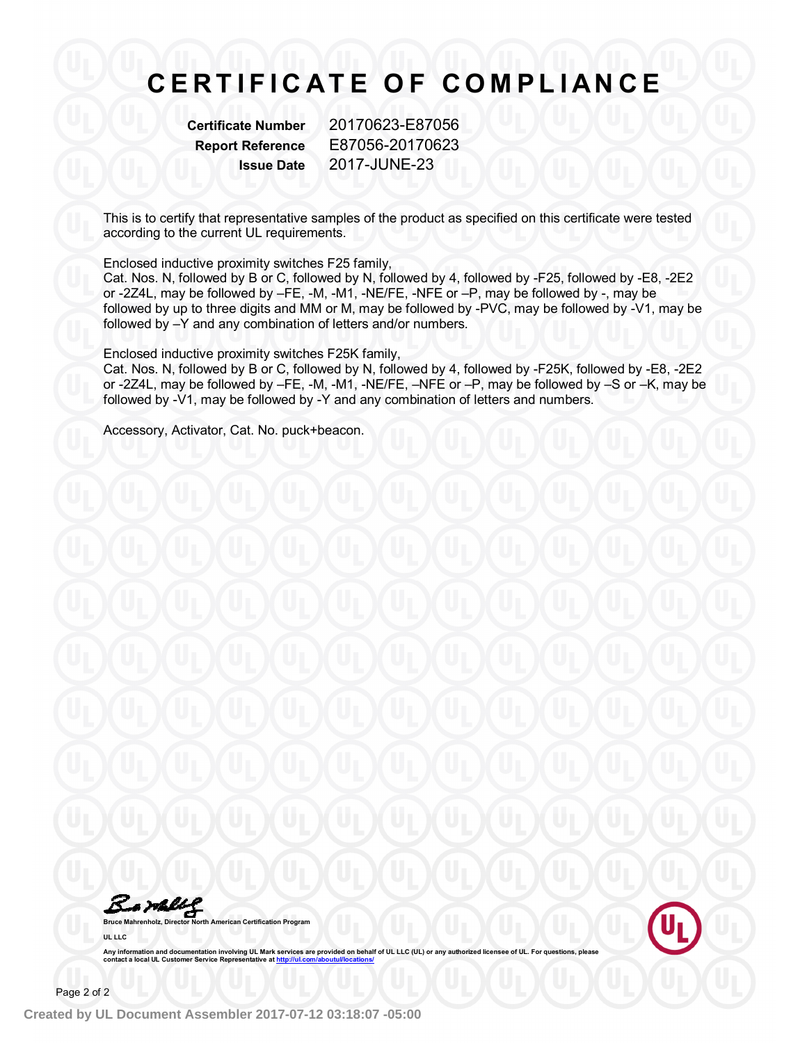# CERTIFICATE OF COMPLIANCE

**Certificate Number** 20170623-E87056
**Report Reference** E87056-20170623
**Issue Date** 2017-JUNE-23

This is to certify that representative samples of the product as specified on this certificate were tested according to the current UL requirements.

Enclosed inductive proximity switches F25 family,
Cat. Nos. N, followed by B or C, followed by N, followed by 4, followed by -F25, followed by -E8, -2E2 or -2Z4L, may be followed by –FE, -M, -M1, -NE/FE, -NFE or –P, may be followed by -, may be followed by up to three digits and MM or M, may be followed by -PVC, may be followed by -V1, may be followed by –Y and any combination of letters and/or numbers.

Enclosed inductive proximity switches F25K family,
Cat. Nos. N, followed by B or C, followed by N, followed by 4, followed by -F25K, followed by -E8, -2E2 or -2Z4L, may be followed by –FE, -M, -M1, -NE/FE, –NFE or –P, may be followed by –S or –K, may be followed by -V1, may be followed by -Y and any combination of letters and numbers.

Accessory, Activator, Cat. No. puck+beacon.

Bruce Mahrenholz, Director North American Certification Program

UL LLC

Any information and documentation involving UL Mark services are provided on behalf of UL LLC (UL) or any authorized licensee of UL. For questions, please contact a local UL Customer Service Representative at http://ul.com/aboutul/locations/

Created by UL Document Assembler 2017-07-12 03:18:07 -05:00